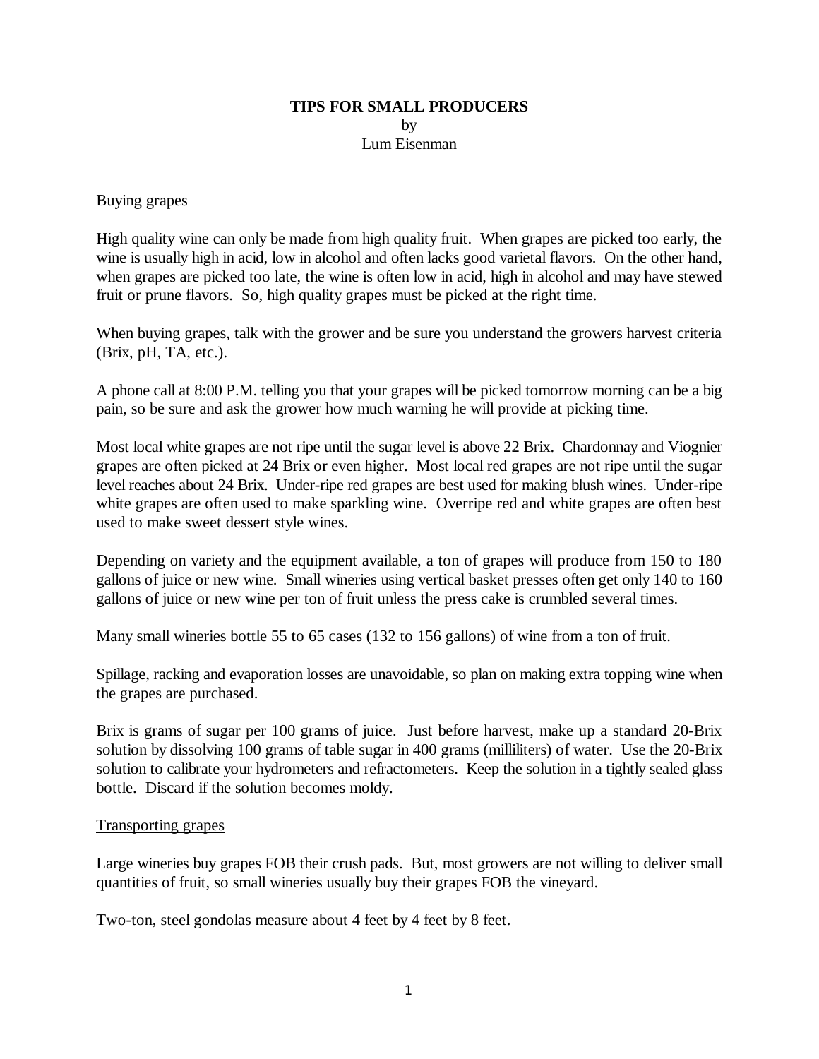# TIPS FOR SMALL PRODUCERS

by

Lum Eisenman

## Buying grapes

High quality wine can only be made from high quality fruit. When grapes are picked too early, the wine is usually high in acid, low in alcohol and often lacks good varietal flavors. On the other hand, when grapes are picked too late, the wine is often low in acid, high in alcohol and may have stewed fruit or prune flavors. So, high quality grapes must be picked at the right time.

When buying grapes, talk with the grower and be sure you understand the growers harvest criteria (Brix, pH, TA, etc.).

A phone call at 8:00 P.M. telling you that your grapes will be picked tomorrow morning can be a big pain, so be sure and ask the grower how much warning he will provide at picking time.

Most local white grapes are not ripe until the sugar level is above 22 Brix. Chardonnay and Viognier grapes are often picked at 24 Brix or even higher. Most local red grapes are not ripe until the sugar level reaches about 24 Brix. Under-ripe red grapes are best used for making blush wines. Under-ripe white grapes are often used to make sparkling wine. Overripe red and white grapes are often best used to make sweet dessert style wines.

Depending on variety and the equipment available, a ton of grapes will produce from 150 to 180 gallons of juice or new wine. Small wineries using vertical basket presses often get only 140 to 160 gallons of juice or new wine per ton of fruit unless the press cake is crumbled several times.

Many small wineries bottle 55 to 65 cases (132 to 156 gallons) of wine from a ton of fruit.

Spillage, racking and evaporation losses are unavoidable, so plan on making extra topping wine when the grapes are purchased.

Brix is grams of sugar per 100 grams of juice. Just before harvest, make up a standard 20-Brix solution by dissolving 100 grams of table sugar in 400 grams (milliliters) of water. Use the 20-Brix solution to calibrate your hydrometers and refractometers. Keep the solution in a tightly sealed glass bottle. Discard if the solution becomes moldy.

## Transporting grapes

Large wineries buy grapes FOB their crush pads. But, most growers are not willing to deliver small quantities of fruit, so small wineries usually buy their grapes FOB the vineyard.

Two-ton, steel gondolas measure about 4 feet by 4 feet by 8 feet.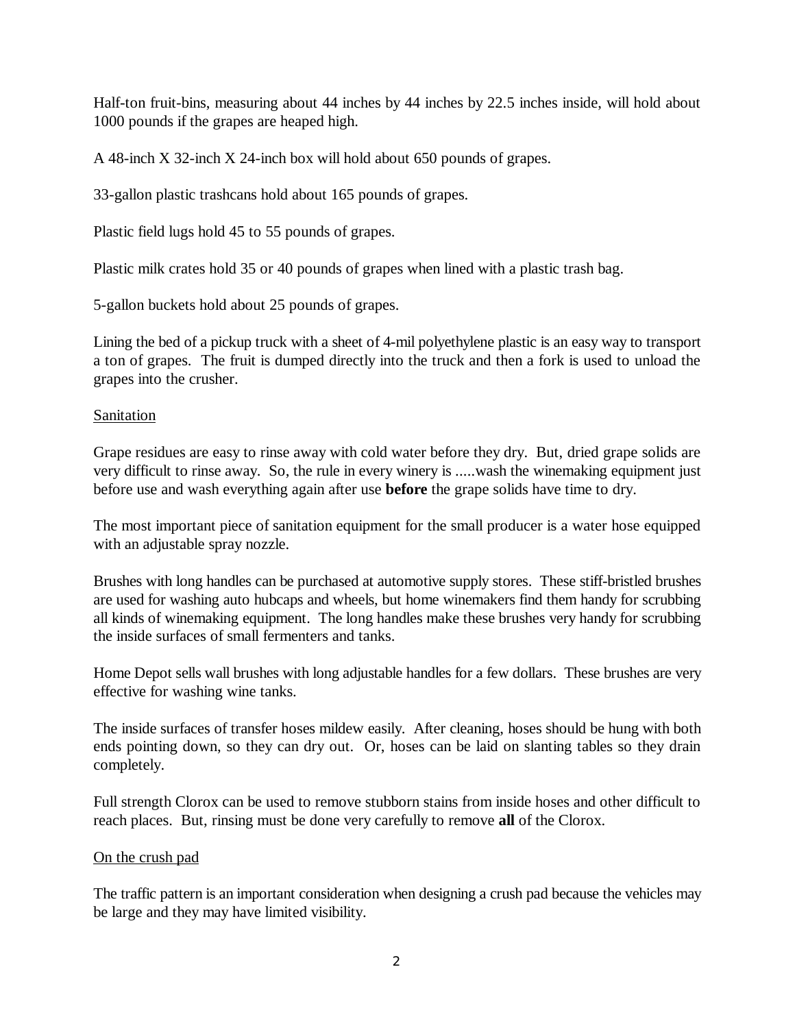Half-ton fruit-bins, measuring about 44 inches by 44 inches by 22.5 inches inside, will hold about 1000 pounds if the grapes are heaped high.

A 48-inch X 32-inch X 24-inch box will hold about 650 pounds of grapes.

33-gallon plastic trashcans hold about 165 pounds of grapes.

Plastic field lugs hold 45 to 55 pounds of grapes.

Plastic milk crates hold 35 or 40 pounds of grapes when lined with a plastic trash bag.

5-gallon buckets hold about 25 pounds of grapes.

Lining the bed of a pickup truck with a sheet of 4-mil polyethylene plastic is an easy way to transport a ton of grapes. The fruit is dumped directly into the truck and then a fork is used to unload the grapes into the crusher.

## Sanitation

Grape residues are easy to rinse away with cold water before they dry. But, dried grape solids are very difficult to rinse away. So, the rule in every winery is .....wash the winemaking equipment just before use and wash everything again after use **before** the grape solids have time to dry.

The most important piece of sanitation equipment for the small producer is a water hose equipped with an adjustable spray nozzle.

Brushes with long handles can be purchased at automotive supply stores. These stiff-bristled brushes are used for washing auto hubcaps and wheels, but home winemakers find them handy for scrubbing all kinds of winemaking equipment. The long handles make these brushes very handy for scrubbing the inside surfaces of small fermenters and tanks.

Home Depot sells wall brushes with long adjustable handles for a few dollars. These brushes are very effective for washing wine tanks.

The inside surfaces of transfer hoses mildew easily. After cleaning, hoses should be hung with both ends pointing down, so they can dry out. Or, hoses can be laid on slanting tables so they drain completely.

Full strength Clorox can be used to remove stubborn stains from inside hoses and other difficult to reach places. But, rinsing must be done very carefully to remove **all** of the Clorox.

## On the crush pad

The traffic pattern is an important consideration when designing a crush pad because the vehicles may be large and they may have limited visibility.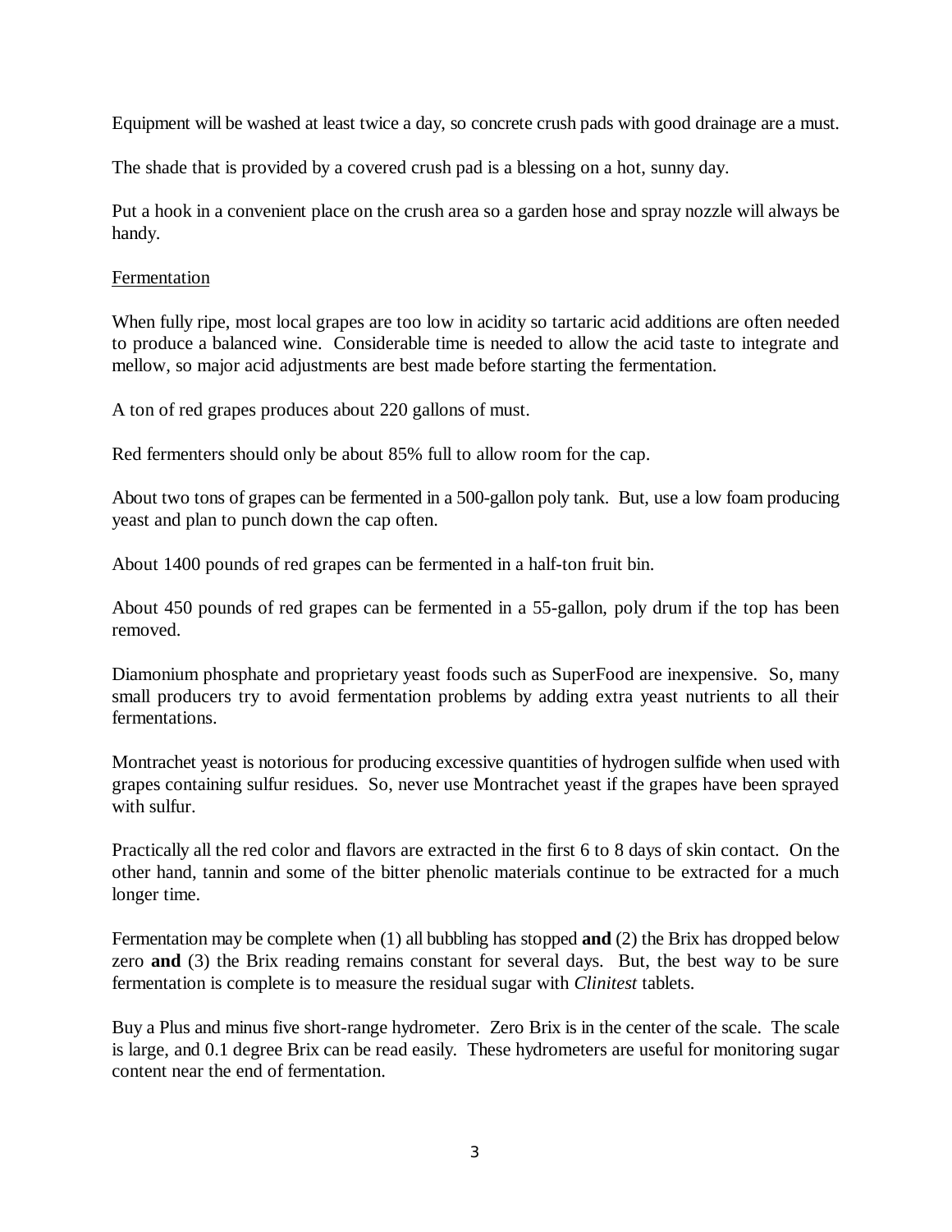Equipment will be washed at least twice a day, so concrete crush pads with good drainage are a must.

The shade that is provided by a covered crush pad is a blessing on a hot, sunny day.

Put a hook in a convenient place on the crush area so a garden hose and spray nozzle will always be handy.

## Fermentation

When fully ripe, most local grapes are too low in acidity so tartaric acid additions are often needed to produce a balanced wine. Considerable time is needed to allow the acid taste to integrate and mellow, so major acid adjustments are best made before starting the fermentation.

A ton of red grapes produces about 220 gallons of must.

Red fermenters should only be about 85% full to allow room for the cap.

About two tons of grapes can be fermented in a 500-gallon poly tank. But, use a low foam producing yeast and plan to punch down the cap often.

About 1400 pounds of red grapes can be fermented in a half-ton fruit bin.

About 450 pounds of red grapes can be fermented in a 55-gallon, poly drum if the top has been removed.

Diamonium phosphate and proprietary yeast foods such as SuperFood are inexpensive. So, many small producers try to avoid fermentation problems by adding extra yeast nutrients to all their fermentations.

Montrachet yeast is notorious for producing excessive quantities of hydrogen sulfide when used with grapes containing sulfur residues. So, never use Montrachet yeast if the grapes have been sprayed with sulfur.

Practically all the red color and flavors are extracted in the first 6 to 8 days of skin contact. On the other hand, tannin and some of the bitter phenolic materials continue to be extracted for a much longer time.

Fermentation may be complete when (1) all bubbling has stopped **and** (2) the Brix has dropped below zero **and** (3) the Brix reading remains constant for several days. But, the best way to be sure fermentation is complete is to measure the residual sugar with *Clinitest* tablets.

Buy a Plus and minus five short-range hydrometer. Zero Brix is in the center of the scale. The scale is large, and 0.1 degree Brix can be read easily. These hydrometers are useful for monitoring sugar content near the end of fermentation.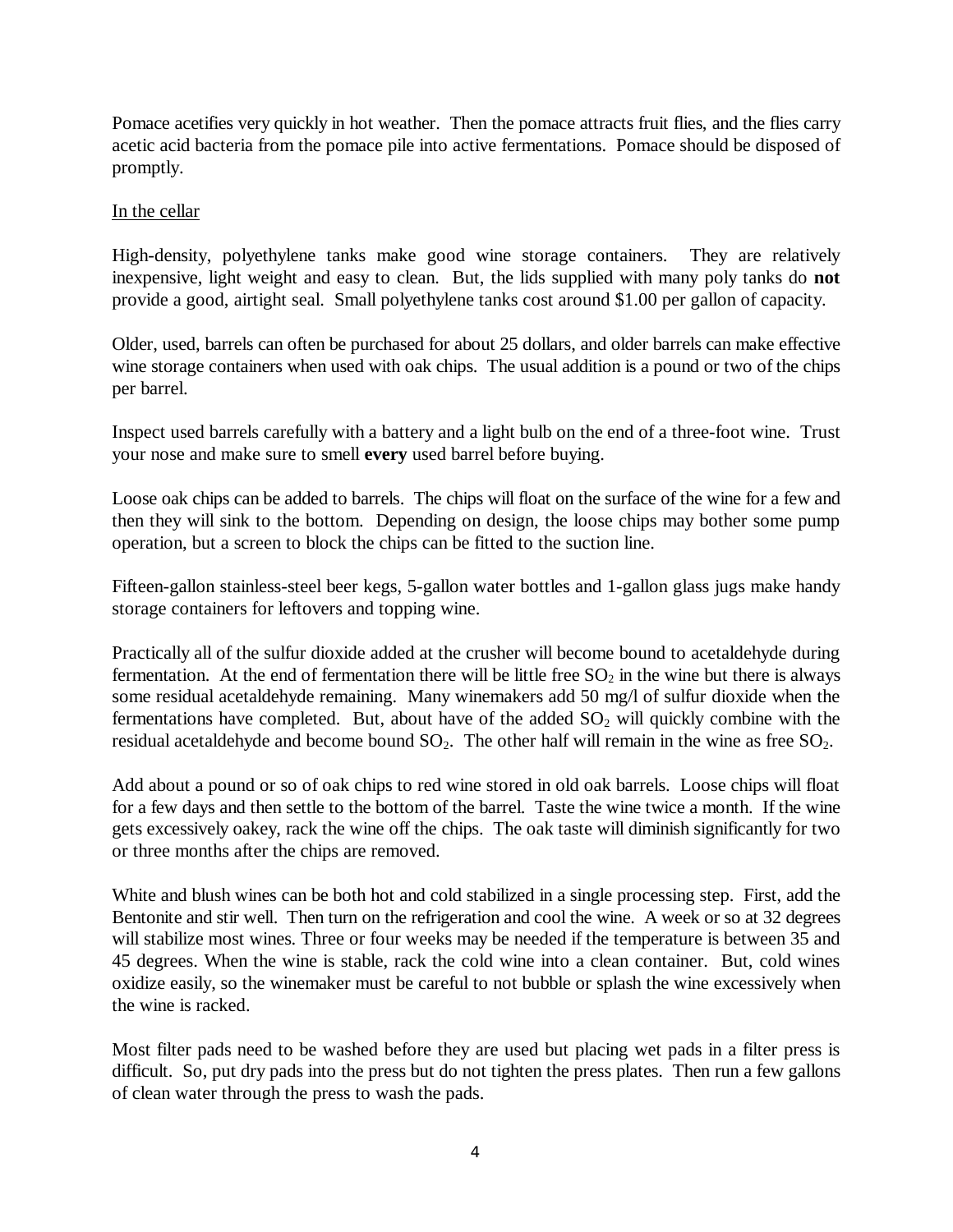Pomace acetifies very quickly in hot weather. Then the pomace attracts fruit flies, and the flies carry acetic acid bacteria from the pomace pile into active fermentations. Pomace should be disposed of promptly.

<u>In the cellar</u>

High-density, polyethylene tanks make good wine storage containers. They are relatively inexpensive, light weight and easy to clean. But, the lids supplied with many poly tanks do **not** provide a good, airtight seal. Small polyethylene tanks cost around $1.00 per gallon of capacity.

Older, used, barrels can often be purchased for about 25 dollars, and older barrels can make effective wine storage containers when used with oak chips. The usual addition is a pound or two of the chips per barrel.

Inspect used barrels carefully with a battery and a light bulb on the end of a three-foot wine. Trust your nose and make sure to smell **every** used barrel before buying.

Loose oak chips can be added to barrels. The chips will float on the surface of the wine for a few and then they will sink to the bottom. Depending on design, the loose chips may bother some pump operation, but a screen to block the chips can be fitted to the suction line.

Fifteen-gallon stainless-steel beer kegs, 5-gallon water bottles and 1-gallon glass jugs make handy storage containers for leftovers and topping wine.

Practically all of the sulfur dioxide added at the crusher will become bound to acetaldehyde during fermentation. At the end of fermentation there will be little free $SO_2$ in the wine but there is always some residual acetaldehyde remaining. Many winemakers add 50 mg/l of sulfur dioxide when the fermentations have completed. But, about have of the added $SO_2$ will quickly combine with the residual acetaldehyde and become bound $SO_2$. The other half will remain in the wine as free $SO_2$.

Add about a pound or so of oak chips to red wine stored in old oak barrels. Loose chips will float for a few days and then settle to the bottom of the barrel. Taste the wine twice a month. If the wine gets excessively oakey, rack the wine off the chips. The oak taste will diminish significantly for two or three months after the chips are removed.

White and blush wines can be both hot and cold stabilized in a single processing step. First, add the Bentonite and stir well. Then turn on the refrigeration and cool the wine. A week or so at 32 degrees will stabilize most wines. Three or four weeks may be needed if the temperature is between 35 and 45 degrees. When the wine is stable, rack the cold wine into a clean container. But, cold wines oxidize easily, so the winemaker must be careful to not bubble or splash the wine excessively when the wine is racked.

Most filter pads need to be washed before they are used but placing wet pads in a filter press is difficult. So, put dry pads into the press but do not tighten the press plates. Then run a few gallons of clean water through the press to wash the pads.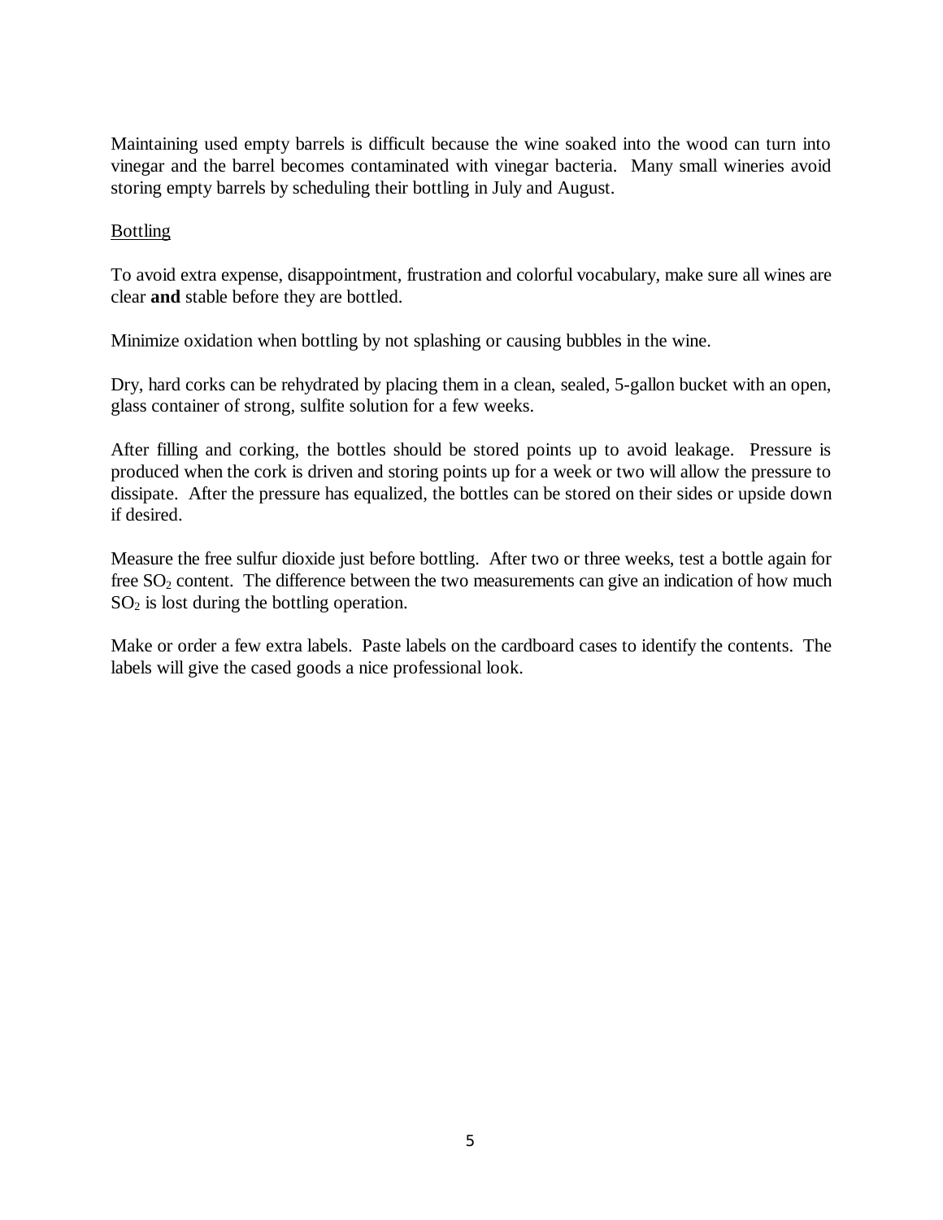Maintaining used empty barrels is difficult because the wine soaked into the wood can turn into vinegar and the barrel becomes contaminated with vinegar bacteria. Many small wineries avoid storing empty barrels by scheduling their bottling in July and August.

## Bottling

To avoid extra expense, disappointment, frustration and colorful vocabulary, make sure all wines are clear **and** stable before they are bottled.

Minimize oxidation when bottling by not splashing or causing bubbles in the wine.

Dry, hard corks can be rehydrated by placing them in a clean, sealed, 5-gallon bucket with an open, glass container of strong, sulfite solution for a few weeks.

After filling and corking, the bottles should be stored points up to avoid leakage. Pressure is produced when the cork is driven and storing points up for a week or two will allow the pressure to dissipate. After the pressure has equalized, the bottles can be stored on their sides or upside down if desired.

Measure the free sulfur dioxide just before bottling. After two or three weeks, test a bottle again for free $SO_2$ content. The difference between the two measurements can give an indication of how much $SO_2$ is lost during the bottling operation.

Make or order a few extra labels. Paste labels on the cardboard cases to identify the contents. The labels will give the cased goods a nice professional look.